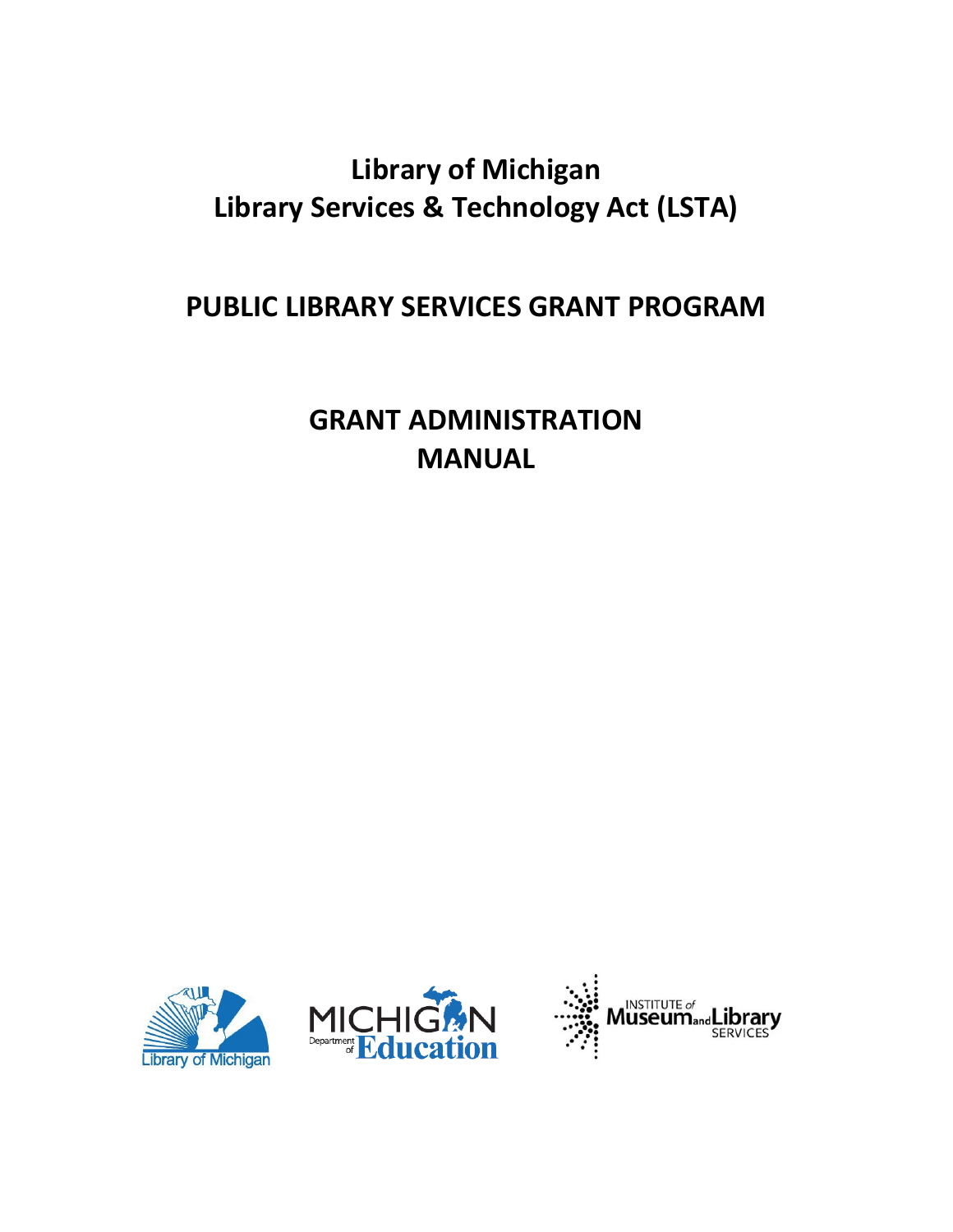# Library of Michigan
# Library Services & Technology Act (LSTA)

## PUBLIC LIBRARY SERVICES GRANT PROGRAM

## GRANT ADMINISTRATION MANUAL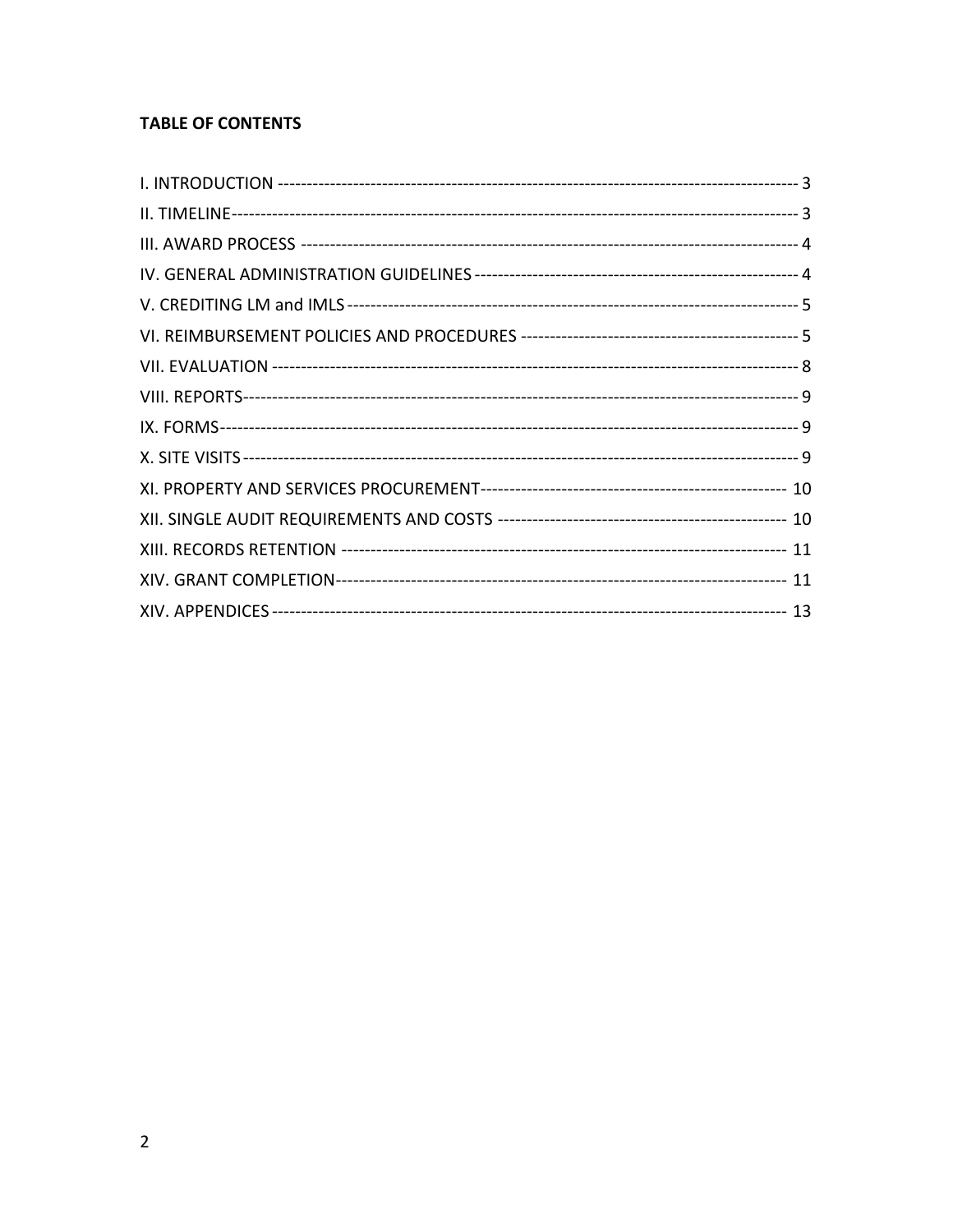**TABLE OF CONTENTS**

I. INTRODUCTION ----------------------------------------------------------------------------------------- 3

II. TIMELINE------------------------------------------------------------------------------------------------- 3

III. AWARD PROCESS ----------------------------------------------------------------------------------- 4

IV. GENERAL ADMINISTRATION GUIDELINES ---------------------------------------------------- 4

V. CREDITING LM and IMLS ------------------------------------------------------------------------------ 5

VI. REIMBURSEMENT POLICIES AND PROCEDURES ------------------------------------------- 5

VII. EVALUATION ------------------------------------------------------------------------------------------- 8

VIII. REPORTS------------------------------------------------------------------------------------------------ 9

IX. FORMS--------------------------------------------------------------------------------------------------- 9

X. SITE VISITS ----------------------------------------------------------------------------------------------- 9

XI. PROPERTY AND SERVICES PROCUREMENT------------------------------------------------ 10

XII. SINGLE AUDIT REQUIREMENTS AND COSTS ----------------------------------------------- 10

XIII. RECORDS RETENTION ---------------------------------------------------------------------------- 11

XIV. GRANT COMPLETION---------------------------------------------------------------------------- 11

XIV. APPENDICES ---------------------------------------------------------------------------------------- 13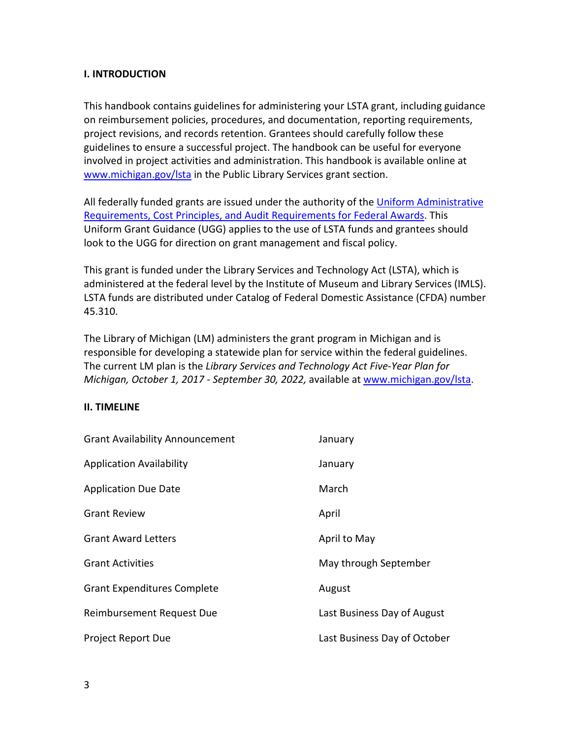## I. INTRODUCTION

This handbook contains guidelines for administering your LSTA grant, including guidance on reimbursement policies, procedures, and documentation, reporting requirements, project revisions, and records retention. Grantees should carefully follow these guidelines to ensure a successful project. The handbook can be useful for everyone involved in project activities and administration. This handbook is available online at [www.michigan.gov/lsta](www.michigan.gov/lsta) in the Public Library Services grant section.

All federally funded grants are issued under the authority of the Uniform Administrative Requirements, Cost Principles, and Audit Requirements for Federal Awards. This Uniform Grant Guidance (UGG) applies to the use of LSTA funds and grantees should look to the UGG for direction on grant management and fiscal policy.

This grant is funded under the Library Services and Technology Act (LSTA), which is administered at the federal level by the Institute of Museum and Library Services (IMLS). LSTA funds are distributed under Catalog of Federal Domestic Assistance (CFDA) number 45.310.

The Library of Michigan (LM) administers the grant program in Michigan and is responsible for developing a statewide plan for service within the federal guidelines. The current LM plan is the *Library Services and Technology Act Five-Year Plan for Michigan, October 1, 2017 - September 30, 2022,* available at [www.michigan.gov/lsta](www.michigan.gov/lsta).

## II. TIMELINE

| | |
|---|---|
| Grant Availability Announcement | January |
| Application Availability | January |
| Application Due Date | March |
| Grant Review | April |
| Grant Award Letters | April to May |
| Grant Activities | May through September |
| Grant Expenditures Complete | August |
| Reimbursement Request Due | Last Business Day of August |
| Project Report Due | Last Business Day of October |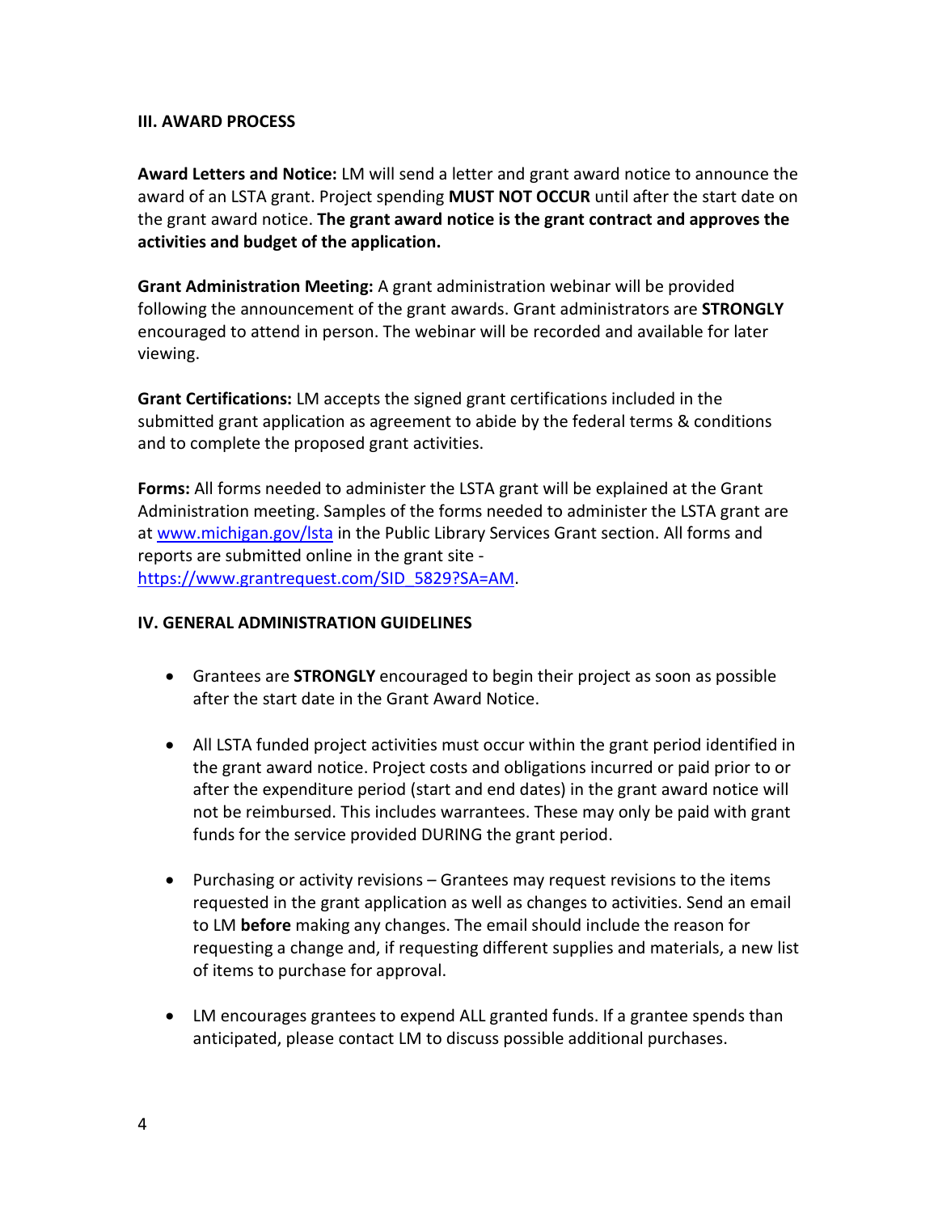### III. AWARD PROCESS

**Award Letters and Notice:** LM will send a letter and grant award notice to announce the award of an LSTA grant. Project spending **MUST NOT OCCUR** until after the start date on the grant award notice. **The grant award notice is the grant contract and approves the activities and budget of the application.**

**Grant Administration Meeting:** A grant administration webinar will be provided following the announcement of the grant awards. Grant administrators are **STRONGLY** encouraged to attend in person. The webinar will be recorded and available for later viewing.

**Grant Certifications:** LM accepts the signed grant certifications included in the submitted grant application as agreement to abide by the federal terms & conditions and to complete the proposed grant activities.

**Forms:** All forms needed to administer the LSTA grant will be explained at the Grant Administration meeting. Samples of the forms needed to administer the LSTA grant are at [www.michigan.gov/lsta](http://www.michigan.gov/lsta) in the Public Library Services Grant section. All forms and reports are submitted online in the grant site - [https://www.grantrequest.com/SID_5829?SA=AM](https://www.grantrequest.com/SID_5829?SA=AM).

### IV. GENERAL ADMINISTRATION GUIDELINES

- Grantees are **STRONGLY** encouraged to begin their project as soon as possible after the start date in the Grant Award Notice.
- All LSTA funded project activities must occur within the grant period identified in the grant award notice. Project costs and obligations incurred or paid prior to or after the expenditure period (start and end dates) in the grant award notice will not be reimbursed. This includes warrantees. These may only be paid with grant funds for the service provided DURING the grant period.
- Purchasing or activity revisions – Grantees may request revisions to the items requested in the grant application as well as changes to activities. Send an email to LM **before** making any changes. The email should include the reason for requesting a change and, if requesting different supplies and materials, a new list of items to purchase for approval.
- LM encourages grantees to expend ALL granted funds. If a grantee spends than anticipated, please contact LM to discuss possible additional purchases.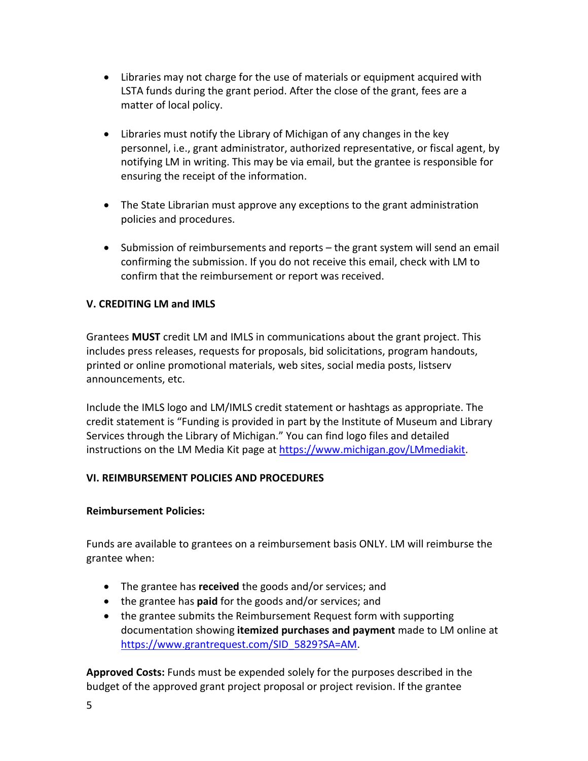- Libraries may not charge for the use of materials or equipment acquired with LSTA funds during the grant period. After the close of the grant, fees are a matter of local policy.

- Libraries must notify the Library of Michigan of any changes in the key personnel, i.e., grant administrator, authorized representative, or fiscal agent, by notifying LM in writing. This may be via email, but the grantee is responsible for ensuring the receipt of the information.

- The State Librarian must approve any exceptions to the grant administration policies and procedures.

- Submission of reimbursements and reports – the grant system will send an email confirming the submission. If you do not receive this email, check with LM to confirm that the reimbursement or report was received.

## V. CREDITING LM and IMLS

Grantees **MUST** credit LM and IMLS in communications about the grant project. This includes press releases, requests for proposals, bid solicitations, program handouts, printed or online promotional materials, web sites, social media posts, listserv announcements, etc.

Include the IMLS logo and LM/IMLS credit statement or hashtags as appropriate. The credit statement is "Funding is provided in part by the Institute of Museum and Library Services through the Library of Michigan." You can find logo files and detailed instructions on the LM Media Kit page at [https://www.michigan.gov/LMmediakit](https://www.michigan.gov/LMmediakit).

## VI. REIMBURSEMENT POLICIES AND PROCEDURES

### Reimbursement Policies:

Funds are available to grantees on a reimbursement basis ONLY. LM will reimburse the grantee when:

- The grantee has **received** the goods and/or services; and
- the grantee has **paid** for the goods and/or services; and
- the grantee submits the Reimbursement Request form with supporting documentation showing **itemized purchases and payment** made to LM online at [https://www.grantrequest.com/SID_5829?SA=AM](https://www.grantrequest.com/SID_5829?SA=AM).

**Approved Costs:** Funds must be expended solely for the purposes described in the budget of the approved grant project proposal or project revision. If the grantee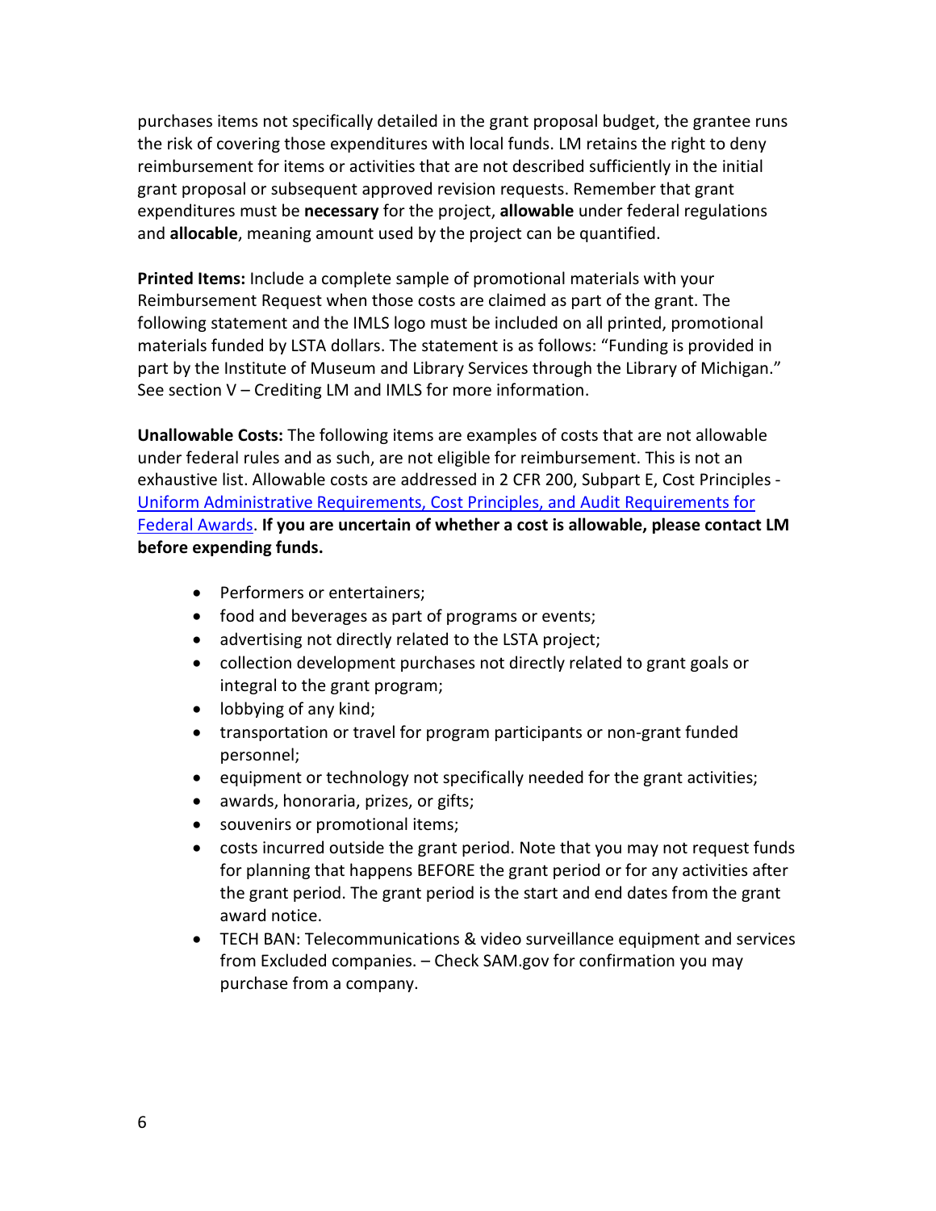purchases items not specifically detailed in the grant proposal budget, the grantee runs the risk of covering those expenditures with local funds. LM retains the right to deny reimbursement for items or activities that are not described sufficiently in the initial grant proposal or subsequent approved revision requests. Remember that grant expenditures must be **necessary** for the project, **allowable** under federal regulations and **allocable**, meaning amount used by the project can be quantified.

**Printed Items:** Include a complete sample of promotional materials with your Reimbursement Request when those costs are claimed as part of the grant. The following statement and the IMLS logo must be included on all printed, promotional materials funded by LSTA dollars. The statement is as follows: "Funding is provided in part by the Institute of Museum and Library Services through the Library of Michigan." See section V – Crediting LM and IMLS for more information.

**Unallowable Costs:** The following items are examples of costs that are not allowable under federal rules and as such, are not eligible for reimbursement. This is not an exhaustive list. Allowable costs are addressed in 2 CFR 200, Subpart E, Cost Principles - Uniform Administrative Requirements, Cost Principles, and Audit Requirements for Federal Awards. **If you are uncertain of whether a cost is allowable, please contact LM before expending funds.**

- Performers or entertainers;
- food and beverages as part of programs or events;
- advertising not directly related to the LSTA project;
- collection development purchases not directly related to grant goals or integral to the grant program;
- lobbying of any kind;
- transportation or travel for program participants or non-grant funded personnel;
- equipment or technology not specifically needed for the grant activities;
- awards, honoraria, prizes, or gifts;
- souvenirs or promotional items;
- costs incurred outside the grant period. Note that you may not request funds for planning that happens BEFORE the grant period or for any activities after the grant period. The grant period is the start and end dates from the grant award notice.
- TECH BAN: Telecommunications & video surveillance equipment and services from Excluded companies. – Check SAM.gov for confirmation you may purchase from a company.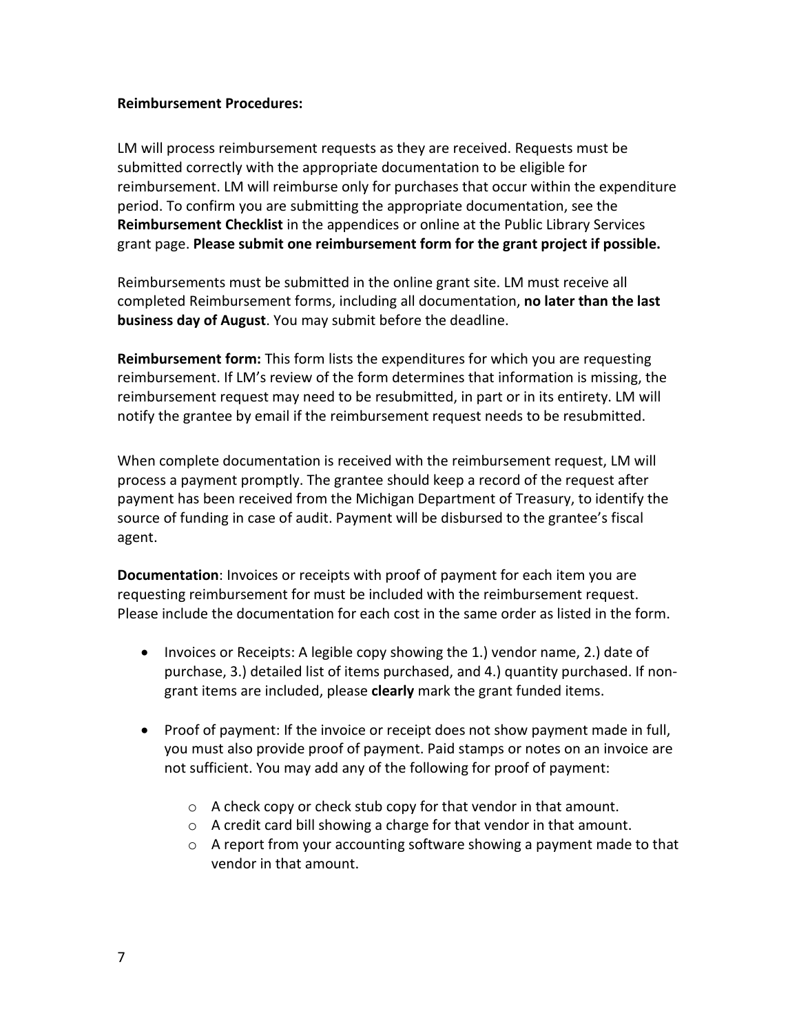**Reimbursement Procedures:**

LM will process reimbursement requests as they are received. Requests must be submitted correctly with the appropriate documentation to be eligible for reimbursement. LM will reimburse only for purchases that occur within the expenditure period. To confirm you are submitting the appropriate documentation, see the **Reimbursement Checklist** in the appendices or online at the Public Library Services grant page. **Please submit one reimbursement form for the grant project if possible.**

Reimbursements must be submitted in the online grant site. LM must receive all completed Reimbursement forms, including all documentation, **no later than the last business day of August**. You may submit before the deadline.

**Reimbursement form:** This form lists the expenditures for which you are requesting reimbursement. If LM's review of the form determines that information is missing, the reimbursement request may need to be resubmitted, in part or in its entirety. LM will notify the grantee by email if the reimbursement request needs to be resubmitted.

When complete documentation is received with the reimbursement request, LM will process a payment promptly. The grantee should keep a record of the request after payment has been received from the Michigan Department of Treasury, to identify the source of funding in case of audit. Payment will be disbursed to the grantee's fiscal agent.

**Documentation**: Invoices or receipts with proof of payment for each item you are requesting reimbursement for must be included with the reimbursement request. Please include the documentation for each cost in the same order as listed in the form.

- Invoices or Receipts: A legible copy showing the 1.) vendor name, 2.) date of purchase, 3.) detailed list of items purchased, and 4.) quantity purchased. If non-grant items are included, please **clearly** mark the grant funded items.
- Proof of payment: If the invoice or receipt does not show payment made in full, you must also provide proof of payment. Paid stamps or notes on an invoice are not sufficient. You may add any of the following for proof of payment:
  - A check copy or check stub copy for that vendor in that amount.
  - A credit card bill showing a charge for that vendor in that amount.
  - A report from your accounting software showing a payment made to that vendor in that amount.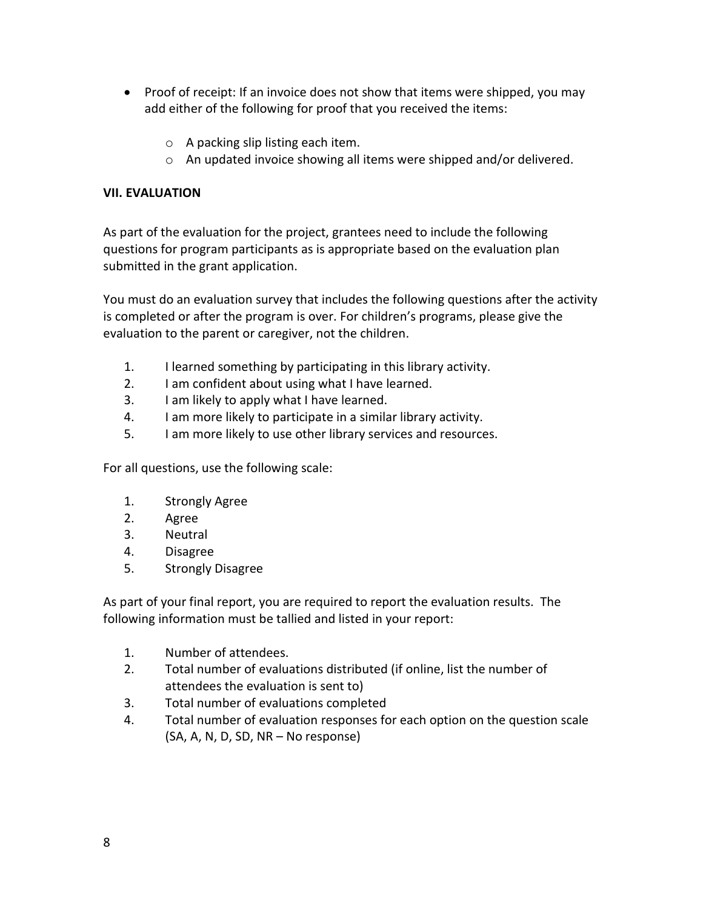- Proof of receipt: If an invoice does not show that items were shipped, you may add either of the following for proof that you received the items:
  - A packing slip listing each item.
  - An updated invoice showing all items were shipped and/or delivered.

## VII. EVALUATION

As part of the evaluation for the project, grantees need to include the following questions for program participants as is appropriate based on the evaluation plan submitted in the grant application.

You must do an evaluation survey that includes the following questions after the activity is completed or after the program is over. For children's programs, please give the evaluation to the parent or caregiver, not the children.

1. I learned something by participating in this library activity.
2. I am confident about using what I have learned.
3. I am likely to apply what I have learned.
4. I am more likely to participate in a similar library activity.
5. I am more likely to use other library services and resources.

For all questions, use the following scale:

1. Strongly Agree
2. Agree
3. Neutral
4. Disagree
5. Strongly Disagree

As part of your final report, you are required to report the evaluation results. The following information must be tallied and listed in your report:

1. Number of attendees.
2. Total number of evaluations distributed (if online, list the number of attendees the evaluation is sent to)
3. Total number of evaluations completed
4. Total number of evaluation responses for each option on the question scale (SA, A, N, D, SD, NR – No response)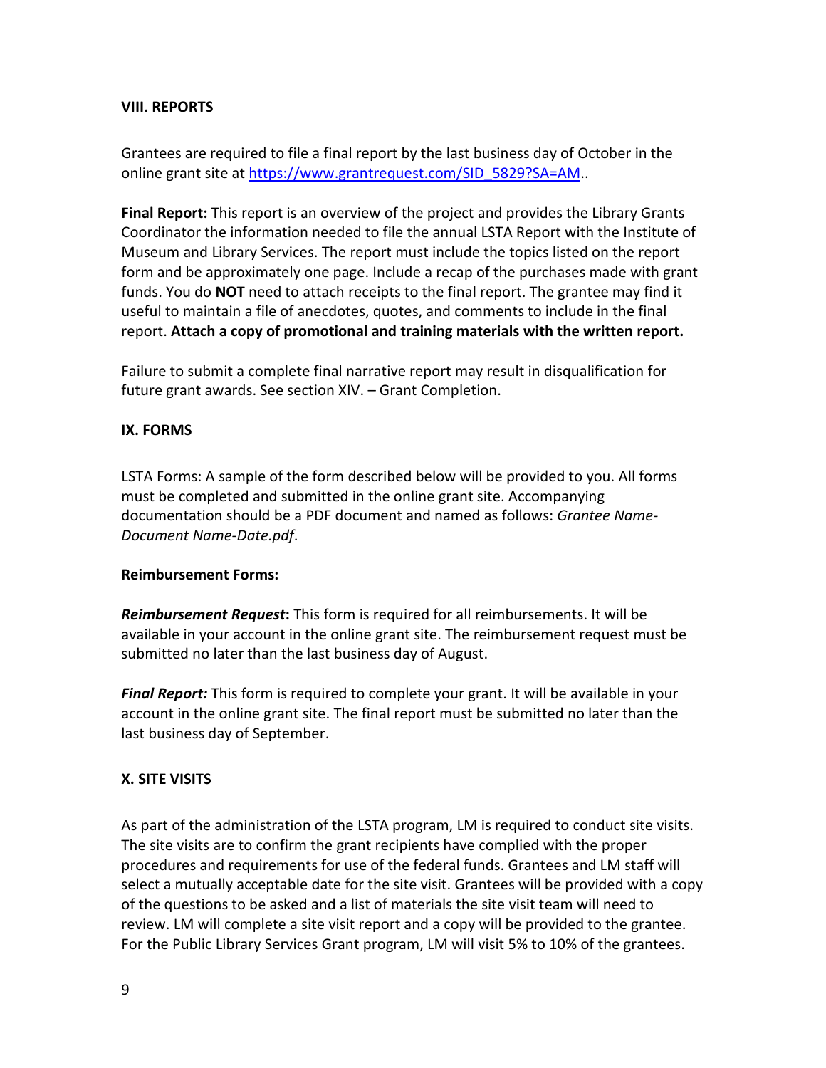### VIII. REPORTS

Grantees are required to file a final report by the last business day of October in the online grant site at [https://www.grantrequest.com/SID_5829?SA=AM](https://www.grantrequest.com/SID_5829?SA=AM)..

**Final Report:** This report is an overview of the project and provides the Library Grants Coordinator the information needed to file the annual LSTA Report with the Institute of Museum and Library Services. The report must include the topics listed on the report form and be approximately one page. Include a recap of the purchases made with grant funds. You do **NOT** need to attach receipts to the final report. The grantee may find it useful to maintain a file of anecdotes, quotes, and comments to include in the final report. **Attach a copy of promotional and training materials with the written report.**

Failure to submit a complete final narrative report may result in disqualification for future grant awards. See section XIV. – Grant Completion.

### IX. FORMS

LSTA Forms: A sample of the form described below will be provided to you. All forms must be completed and submitted in the online grant site. Accompanying documentation should be a PDF document and named as follows: *Grantee Name-Document Name-Date.pdf*.

**Reimbursement Forms:**

***Reimbursement Request*:** This form is required for all reimbursements. It will be available in your account in the online grant site. The reimbursement request must be submitted no later than the last business day of August.

***Final Report:*** This form is required to complete your grant. It will be available in your account in the online grant site. The final report must be submitted no later than the last business day of September.

### X. SITE VISITS

As part of the administration of the LSTA program, LM is required to conduct site visits. The site visits are to confirm the grant recipients have complied with the proper procedures and requirements for use of the federal funds. Grantees and LM staff will select a mutually acceptable date for the site visit. Grantees will be provided with a copy of the questions to be asked and a list of materials the site visit team will need to review. LM will complete a site visit report and a copy will be provided to the grantee. For the Public Library Services Grant program, LM will visit 5% to 10% of the grantees.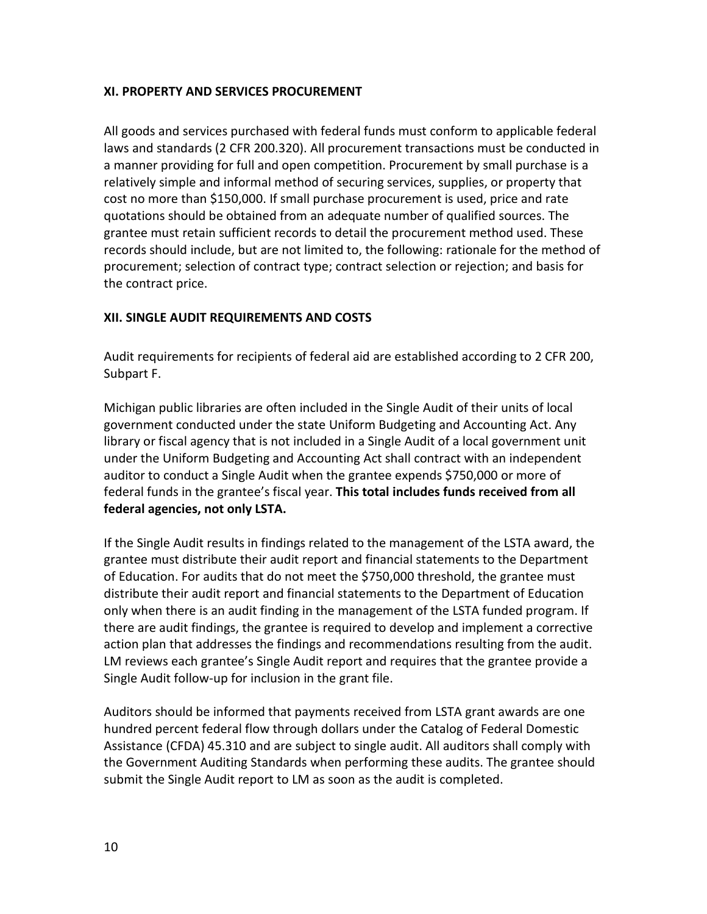## XI. PROPERTY AND SERVICES PROCUREMENT

All goods and services purchased with federal funds must conform to applicable federal laws and standards (2 CFR 200.320). All procurement transactions must be conducted in a manner providing for full and open competition. Procurement by small purchase is a relatively simple and informal method of securing services, supplies, or property that cost no more than $150,000. If small purchase procurement is used, price and rate quotations should be obtained from an adequate number of qualified sources. The grantee must retain sufficient records to detail the procurement method used. These records should include, but are not limited to, the following: rationale for the method of procurement; selection of contract type; contract selection or rejection; and basis for the contract price.

## XII. SINGLE AUDIT REQUIREMENTS AND COSTS

Audit requirements for recipients of federal aid are established according to 2 CFR 200, Subpart F.

Michigan public libraries are often included in the Single Audit of their units of local government conducted under the state Uniform Budgeting and Accounting Act. Any library or fiscal agency that is not included in a Single Audit of a local government unit under the Uniform Budgeting and Accounting Act shall contract with an independent auditor to conduct a Single Audit when the grantee expends $750,000 or more of federal funds in the grantee's fiscal year. **This total includes funds received from all federal agencies, not only LSTA.**

If the Single Audit results in findings related to the management of the LSTA award, the grantee must distribute their audit report and financial statements to the Department of Education. For audits that do not meet the $750,000 threshold, the grantee must distribute their audit report and financial statements to the Department of Education only when there is an audit finding in the management of the LSTA funded program. If there are audit findings, the grantee is required to develop and implement a corrective action plan that addresses the findings and recommendations resulting from the audit. LM reviews each grantee's Single Audit report and requires that the grantee provide a Single Audit follow-up for inclusion in the grant file.

Auditors should be informed that payments received from LSTA grant awards are one hundred percent federal flow through dollars under the Catalog of Federal Domestic Assistance (CFDA) 45.310 and are subject to single audit. All auditors shall comply with the Government Auditing Standards when performing these audits. The grantee should submit the Single Audit report to LM as soon as the audit is completed.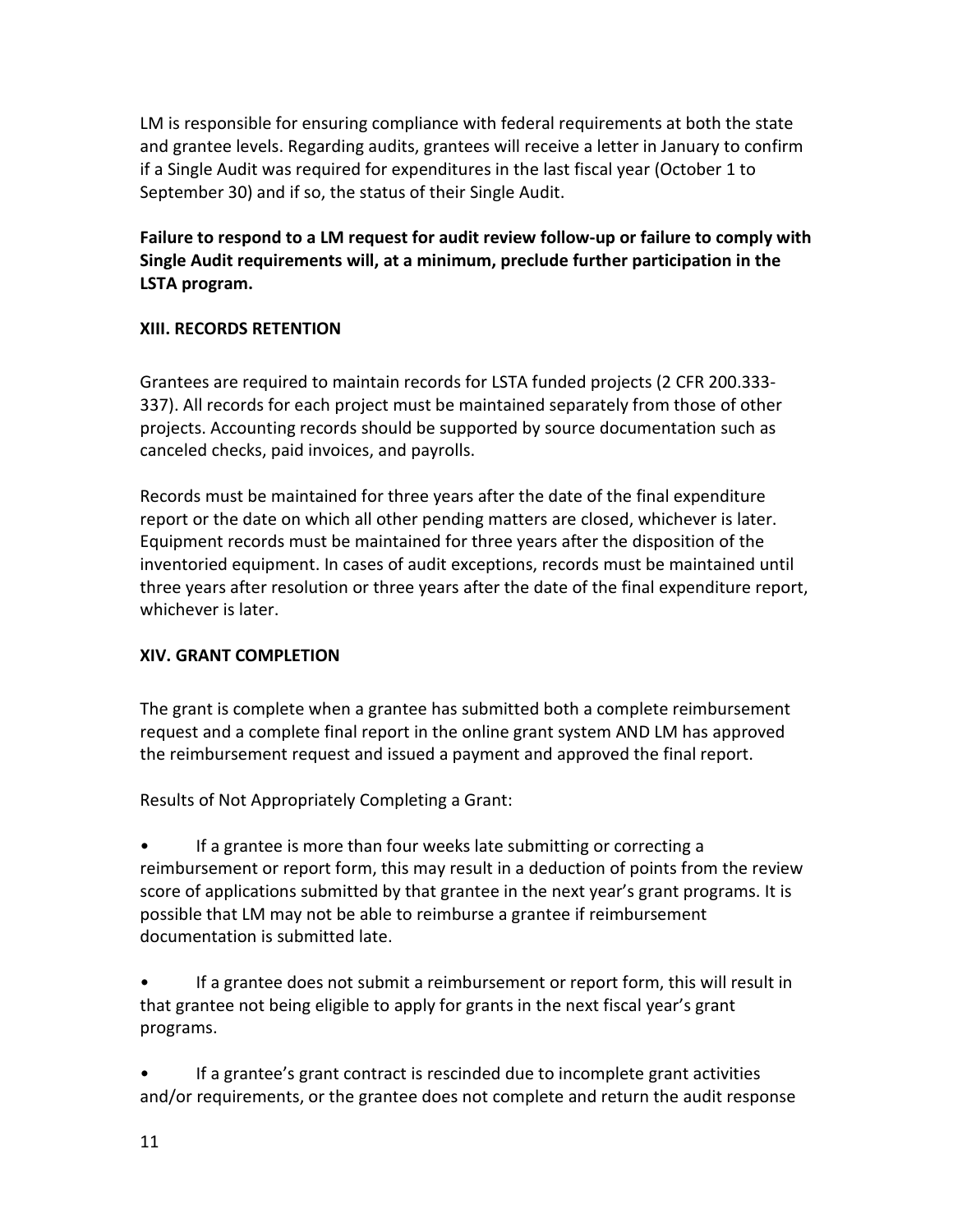LM is responsible for ensuring compliance with federal requirements at both the state and grantee levels. Regarding audits, grantees will receive a letter in January to confirm if a Single Audit was required for expenditures in the last fiscal year (October 1 to September 30) and if so, the status of their Single Audit.

**Failure to respond to a LM request for audit review follow-up or failure to comply with Single Audit requirements will, at a minimum, preclude further participation in the LSTA program.**

## XIII. RECORDS RETENTION

Grantees are required to maintain records for LSTA funded projects (2 CFR 200.333-337). All records for each project must be maintained separately from those of other projects. Accounting records should be supported by source documentation such as canceled checks, paid invoices, and payrolls.

Records must be maintained for three years after the date of the final expenditure report or the date on which all other pending matters are closed, whichever is later. Equipment records must be maintained for three years after the disposition of the inventoried equipment. In cases of audit exceptions, records must be maintained until three years after resolution or three years after the date of the final expenditure report, whichever is later.

## XIV. GRANT COMPLETION

The grant is complete when a grantee has submitted both a complete reimbursement request and a complete final report in the online grant system AND LM has approved the reimbursement request and issued a payment and approved the final report.

Results of Not Appropriately Completing a Grant:

- If a grantee is more than four weeks late submitting or correcting a reimbursement or report form, this may result in a deduction of points from the review score of applications submitted by that grantee in the next year's grant programs. It is possible that LM may not be able to reimburse a grantee if reimbursement documentation is submitted late.

- If a grantee does not submit a reimbursement or report form, this will result in that grantee not being eligible to apply for grants in the next fiscal year's grant programs.

- If a grantee's grant contract is rescinded due to incomplete grant activities and/or requirements, or the grantee does not complete and return the audit response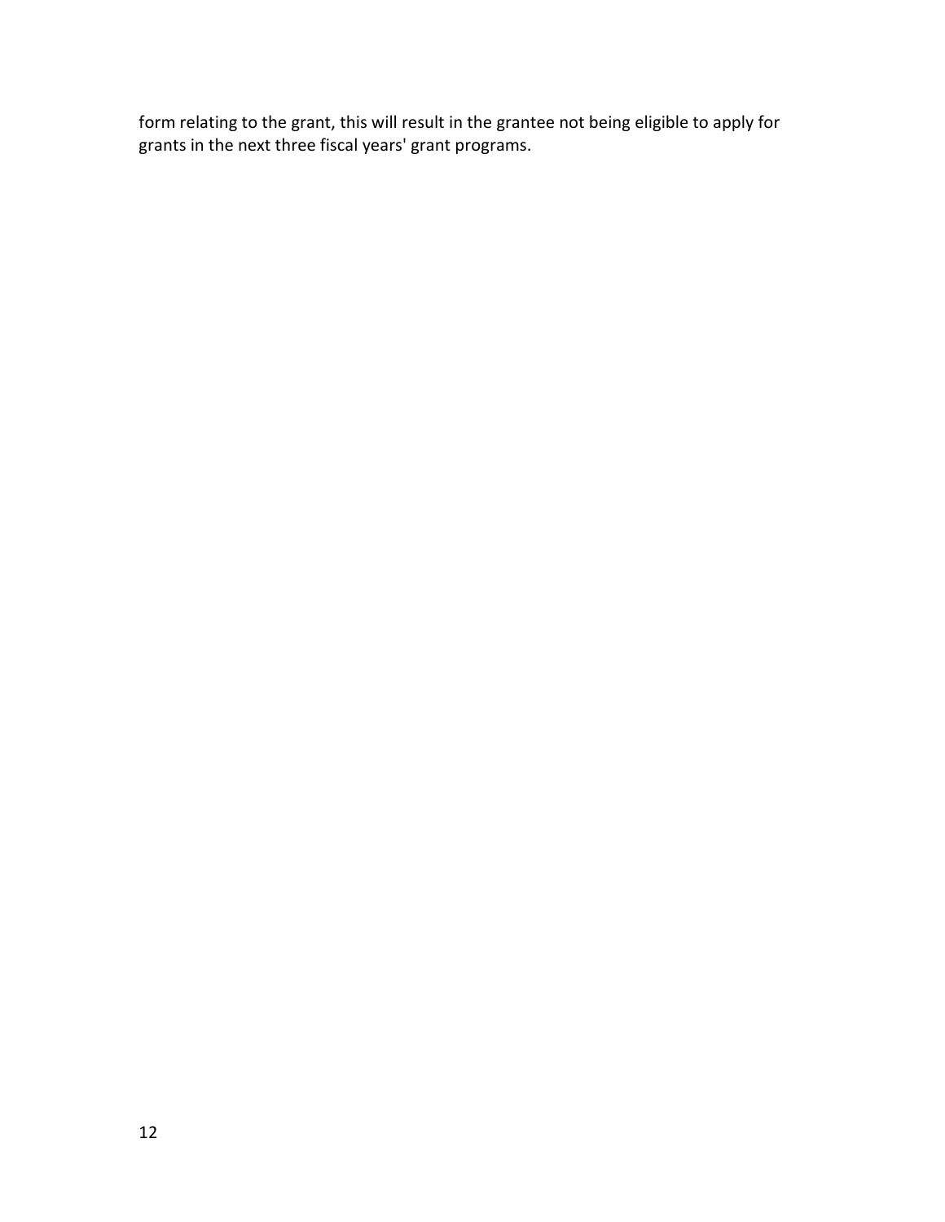form relating to the grant, this will result in the grantee not being eligible to apply for grants in the next three fiscal years' grant programs.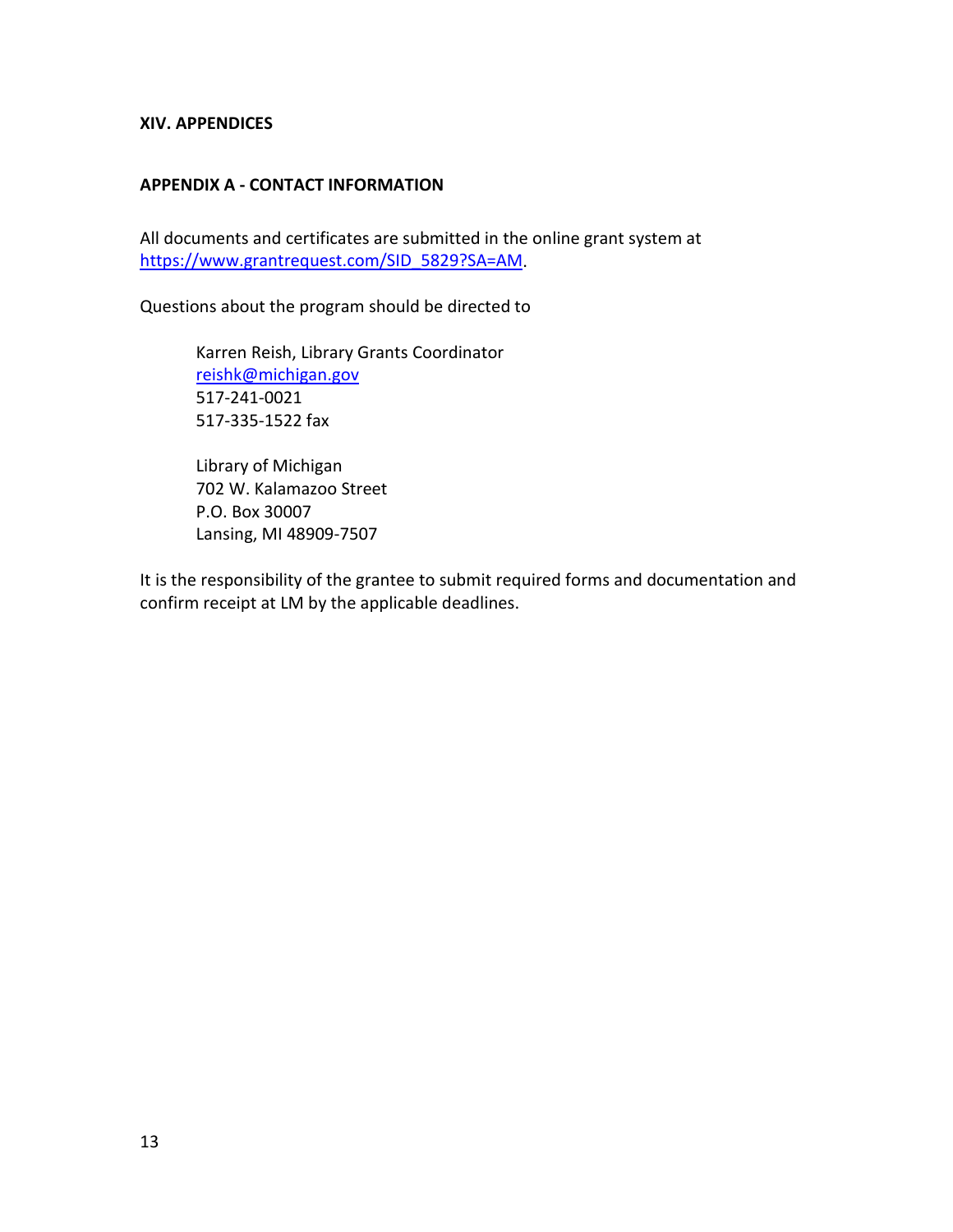## XIV. APPENDICES

### APPENDIX A - CONTACT INFORMATION

All documents and certificates are submitted in the online grant system at https://www.grantrequest.com/SID_5829?SA=AM.

Questions about the program should be directed to

> Karren Reish, Library Grants Coordinator
> reishk@michigan.gov
> 517-241-0021
> 517-335-1522 fax
>
> Library of Michigan
> 702 W. Kalamazoo Street
> P.O. Box 30007
> Lansing, MI 48909-7507

It is the responsibility of the grantee to submit required forms and documentation and confirm receipt at LM by the applicable deadlines.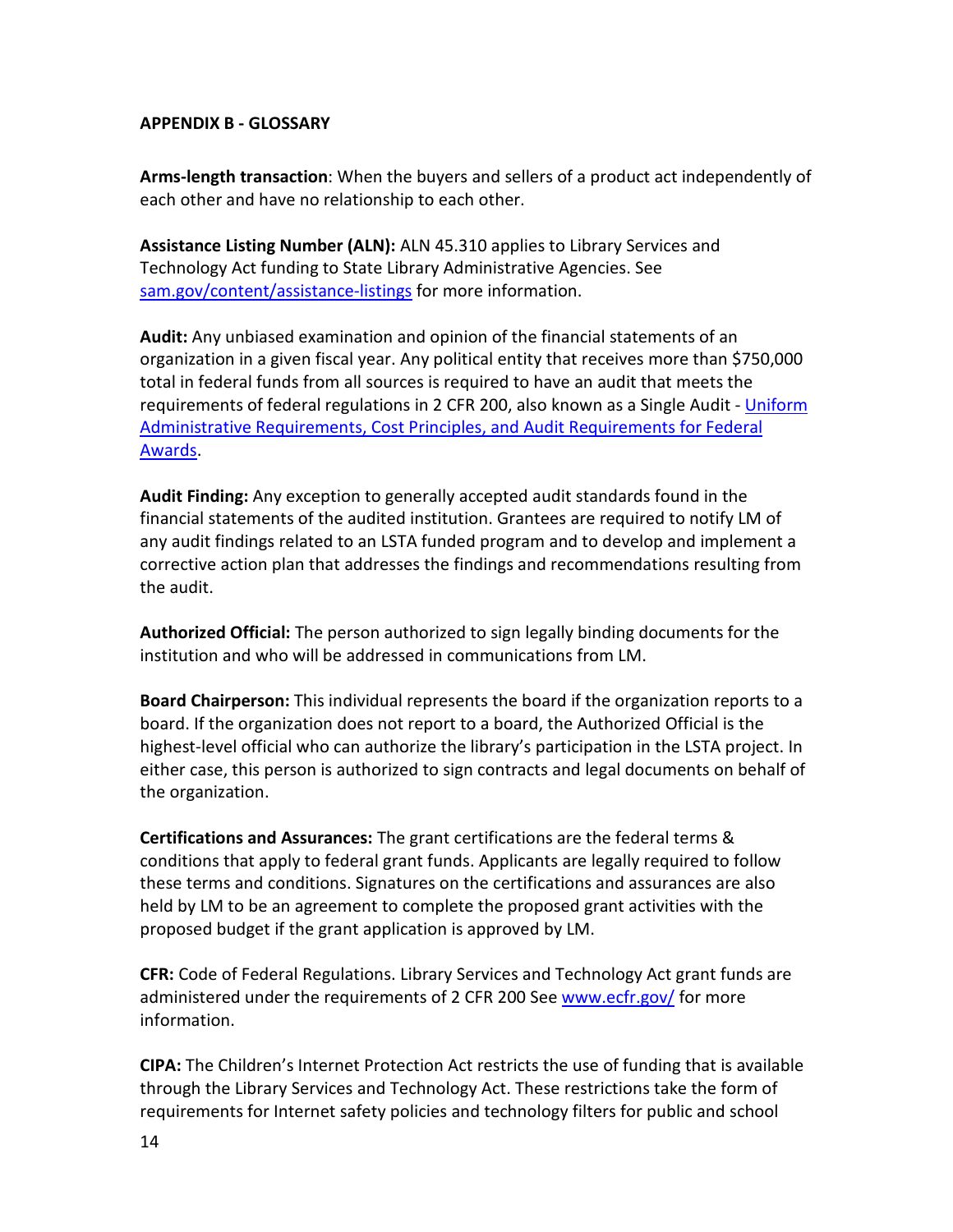## APPENDIX B - GLOSSARY

**Arms-length transaction**: When the buyers and sellers of a product act independently of each other and have no relationship to each other.

**Assistance Listing Number (ALN):** ALN 45.310 applies to Library Services and Technology Act funding to State Library Administrative Agencies. See [sam.gov/content/assistance-listings](sam.gov/content/assistance-listings) for more information.

**Audit:** Any unbiased examination and opinion of the financial statements of an organization in a given fiscal year. Any political entity that receives more than $750,000 total in federal funds from all sources is required to have an audit that meets the requirements of federal regulations in 2 CFR 200, also known as a Single Audit - [Uniform Administrative Requirements, Cost Principles, and Audit Requirements for Federal Awards](#).

**Audit Finding:** Any exception to generally accepted audit standards found in the financial statements of the audited institution. Grantees are required to notify LM of any audit findings related to an LSTA funded program and to develop and implement a corrective action plan that addresses the findings and recommendations resulting from the audit.

**Authorized Official:** The person authorized to sign legally binding documents for the institution and who will be addressed in communications from LM.

**Board Chairperson:** This individual represents the board if the organization reports to a board. If the organization does not report to a board, the Authorized Official is the highest-level official who can authorize the library's participation in the LSTA project. In either case, this person is authorized to sign contracts and legal documents on behalf of the organization.

**Certifications and Assurances:** The grant certifications are the federal terms & conditions that apply to federal grant funds. Applicants are legally required to follow these terms and conditions. Signatures on the certifications and assurances are also held by LM to be an agreement to complete the proposed grant activities with the proposed budget if the grant application is approved by LM.

**CFR:** Code of Federal Regulations. Library Services and Technology Act grant funds are administered under the requirements of 2 CFR 200 See [www.ecfr.gov/](www.ecfr.gov/) for more information.

**CIPA:** The Children's Internet Protection Act restricts the use of funding that is available through the Library Services and Technology Act. These restrictions take the form of requirements for Internet safety policies and technology filters for public and school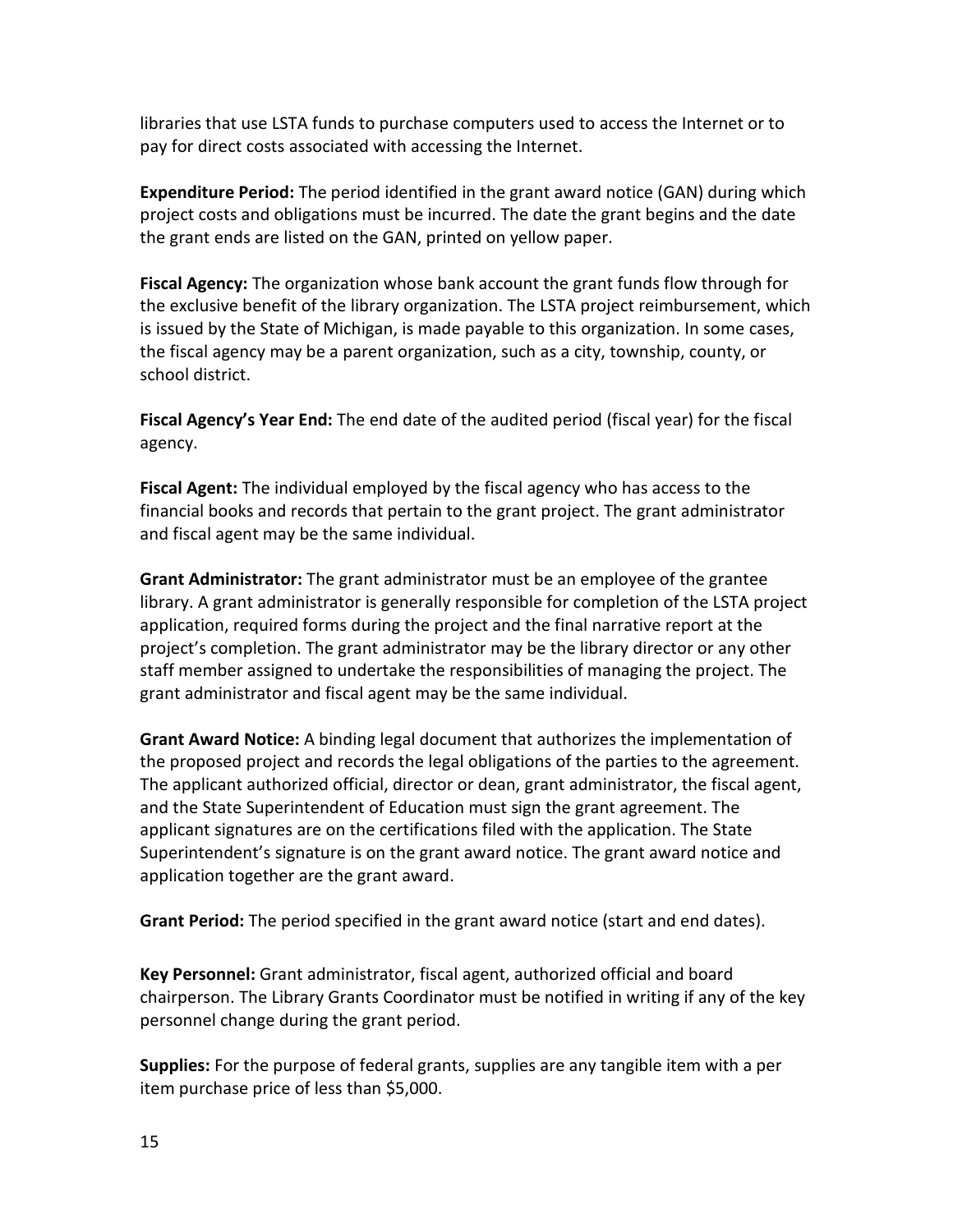libraries that use LSTA funds to purchase computers used to access the Internet or to pay for direct costs associated with accessing the Internet.

**Expenditure Period:** The period identified in the grant award notice (GAN) during which project costs and obligations must be incurred. The date the grant begins and the date the grant ends are listed on the GAN, printed on yellow paper.

**Fiscal Agency:** The organization whose bank account the grant funds flow through for the exclusive benefit of the library organization. The LSTA project reimbursement, which is issued by the State of Michigan, is made payable to this organization. In some cases, the fiscal agency may be a parent organization, such as a city, township, county, or school district.

**Fiscal Agency's Year End:** The end date of the audited period (fiscal year) for the fiscal agency.

**Fiscal Agent:** The individual employed by the fiscal agency who has access to the financial books and records that pertain to the grant project. The grant administrator and fiscal agent may be the same individual.

**Grant Administrator:** The grant administrator must be an employee of the grantee library. A grant administrator is generally responsible for completion of the LSTA project application, required forms during the project and the final narrative report at the project's completion. The grant administrator may be the library director or any other staff member assigned to undertake the responsibilities of managing the project. The grant administrator and fiscal agent may be the same individual.

**Grant Award Notice:** A binding legal document that authorizes the implementation of the proposed project and records the legal obligations of the parties to the agreement. The applicant authorized official, director or dean, grant administrator, the fiscal agent, and the State Superintendent of Education must sign the grant agreement. The applicant signatures are on the certifications filed with the application. The State Superintendent's signature is on the grant award notice. The grant award notice and application together are the grant award.

**Grant Period:** The period specified in the grant award notice (start and end dates).

**Key Personnel:** Grant administrator, fiscal agent, authorized official and board chairperson. The Library Grants Coordinator must be notified in writing if any of the key personnel change during the grant period.

**Supplies:** For the purpose of federal grants, supplies are any tangible item with a per item purchase price of less than $5,000.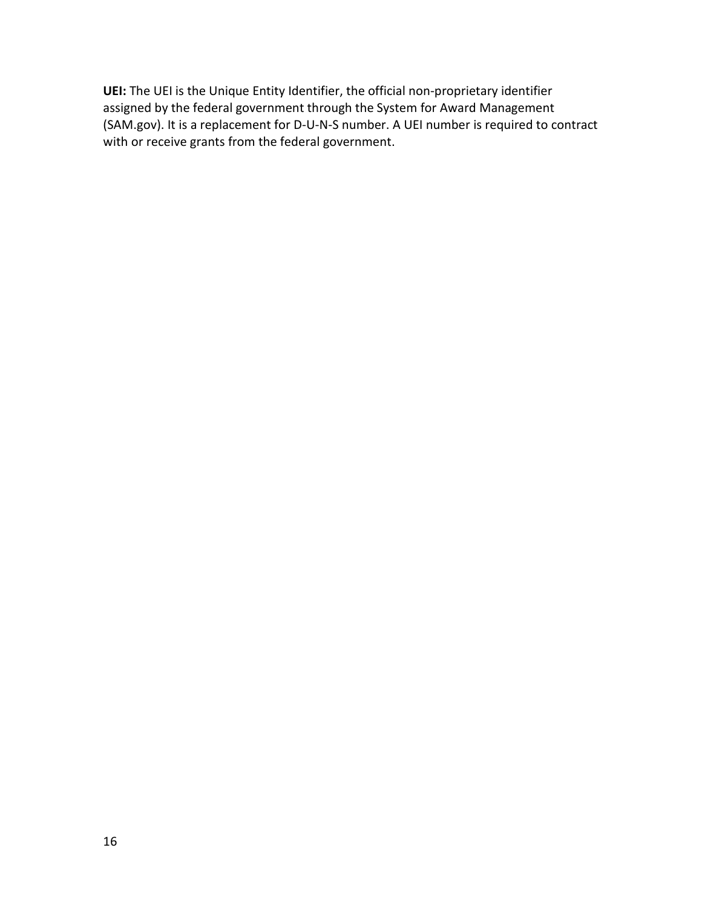**UEI:** The UEI is the Unique Entity Identifier, the official non-proprietary identifier assigned by the federal government through the System for Award Management (SAM.gov). It is a replacement for D-U-N-S number. A UEI number is required to contract with or receive grants from the federal government.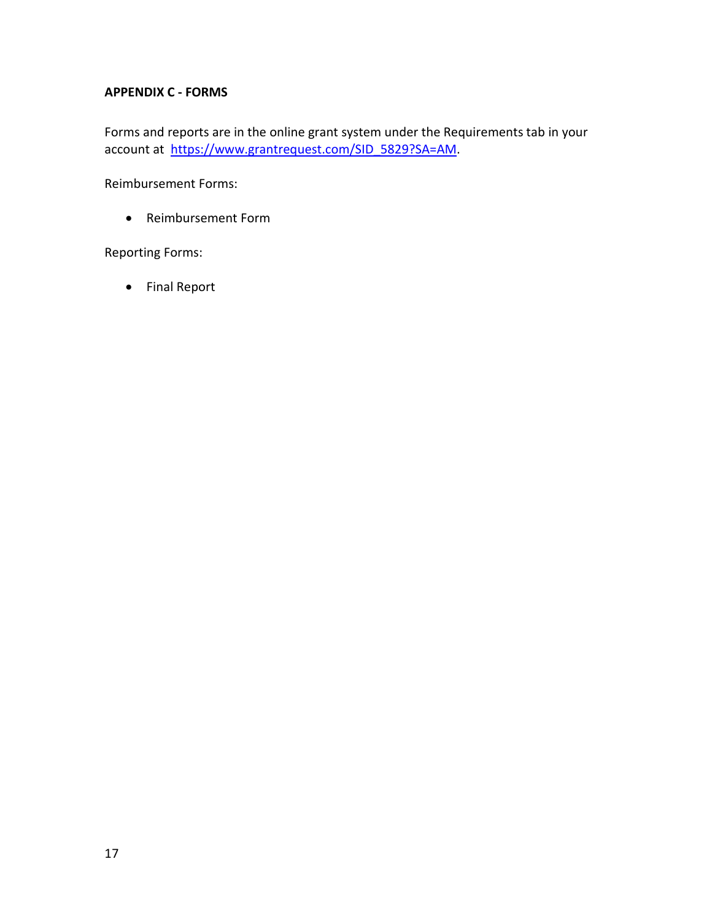## APPENDIX C - FORMS

Forms and reports are in the online grant system under the Requirements tab in your account at https://www.grantrequest.com/SID_5829?SA=AM.

Reimbursement Forms:

- Reimbursement Form

Reporting Forms:

- Final Report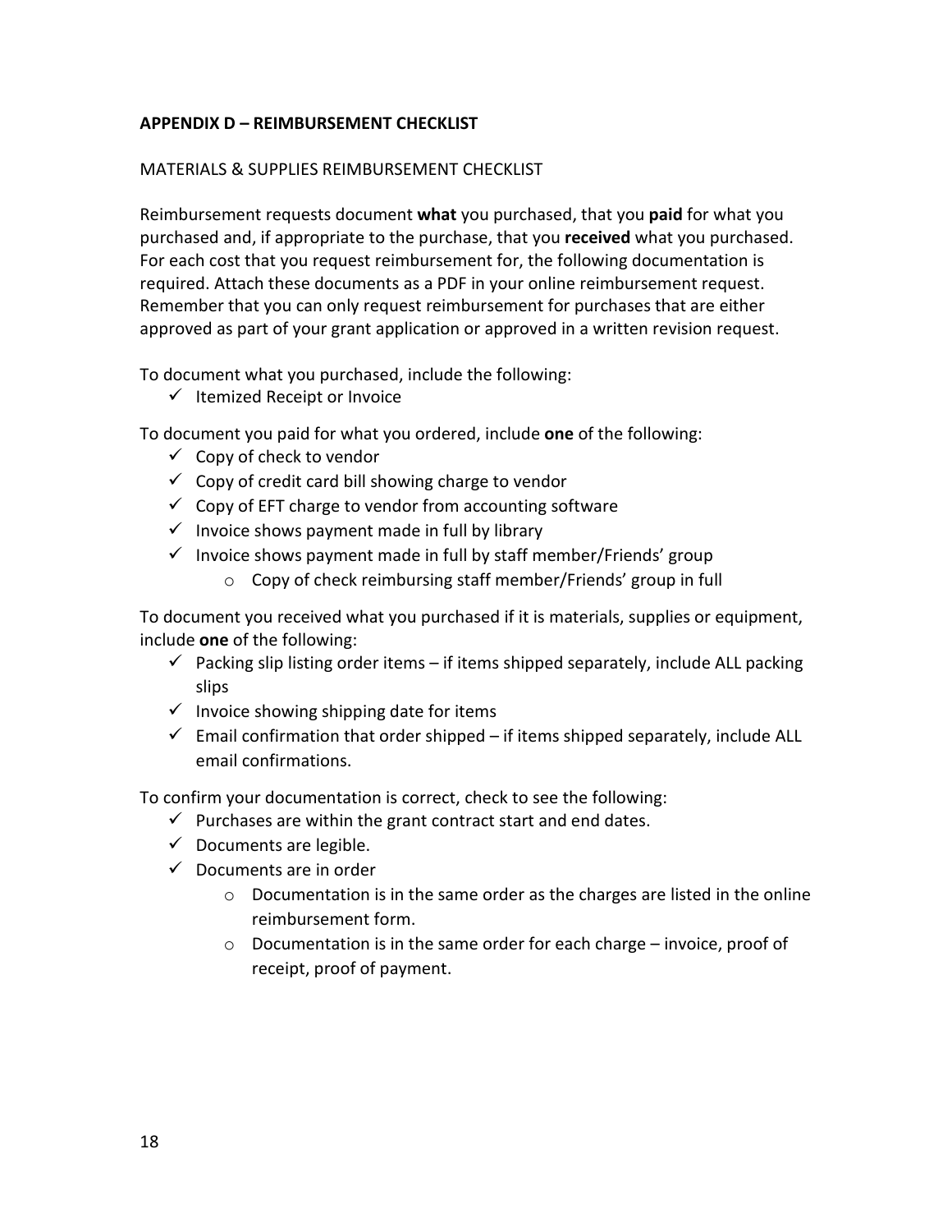## APPENDIX D – REIMBURSEMENT CHECKLIST

MATERIALS & SUPPLIES REIMBURSEMENT CHECKLIST

Reimbursement requests document **what** you purchased, that you **paid** for what you purchased and, if appropriate to the purchase, that you **received** what you purchased. For each cost that you request reimbursement for, the following documentation is required. Attach these documents as a PDF in your online reimbursement request. Remember that you can only request reimbursement for purchases that are either approved as part of your grant application or approved in a written revision request.

To document what you purchased, include the following:

- ✓ Itemized Receipt or Invoice

To document you paid for what you ordered, include **one** of the following:

- ✓ Copy of check to vendor
- ✓ Copy of credit card bill showing charge to vendor
- ✓ Copy of EFT charge to vendor from accounting software
- ✓ Invoice shows payment made in full by library
- ✓ Invoice shows payment made in full by staff member/Friends' group
  - Copy of check reimbursing staff member/Friends' group in full

To document you received what you purchased if it is materials, supplies or equipment, include **one** of the following:

- ✓ Packing slip listing order items – if items shipped separately, include ALL packing slips
- ✓ Invoice showing shipping date for items
- ✓ Email confirmation that order shipped – if items shipped separately, include ALL email confirmations.

To confirm your documentation is correct, check to see the following:

- ✓ Purchases are within the grant contract start and end dates.
- ✓ Documents are legible.
- ✓ Documents are in order
  - Documentation is in the same order as the charges are listed in the online reimbursement form.
  - Documentation is in the same order for each charge – invoice, proof of receipt, proof of payment.